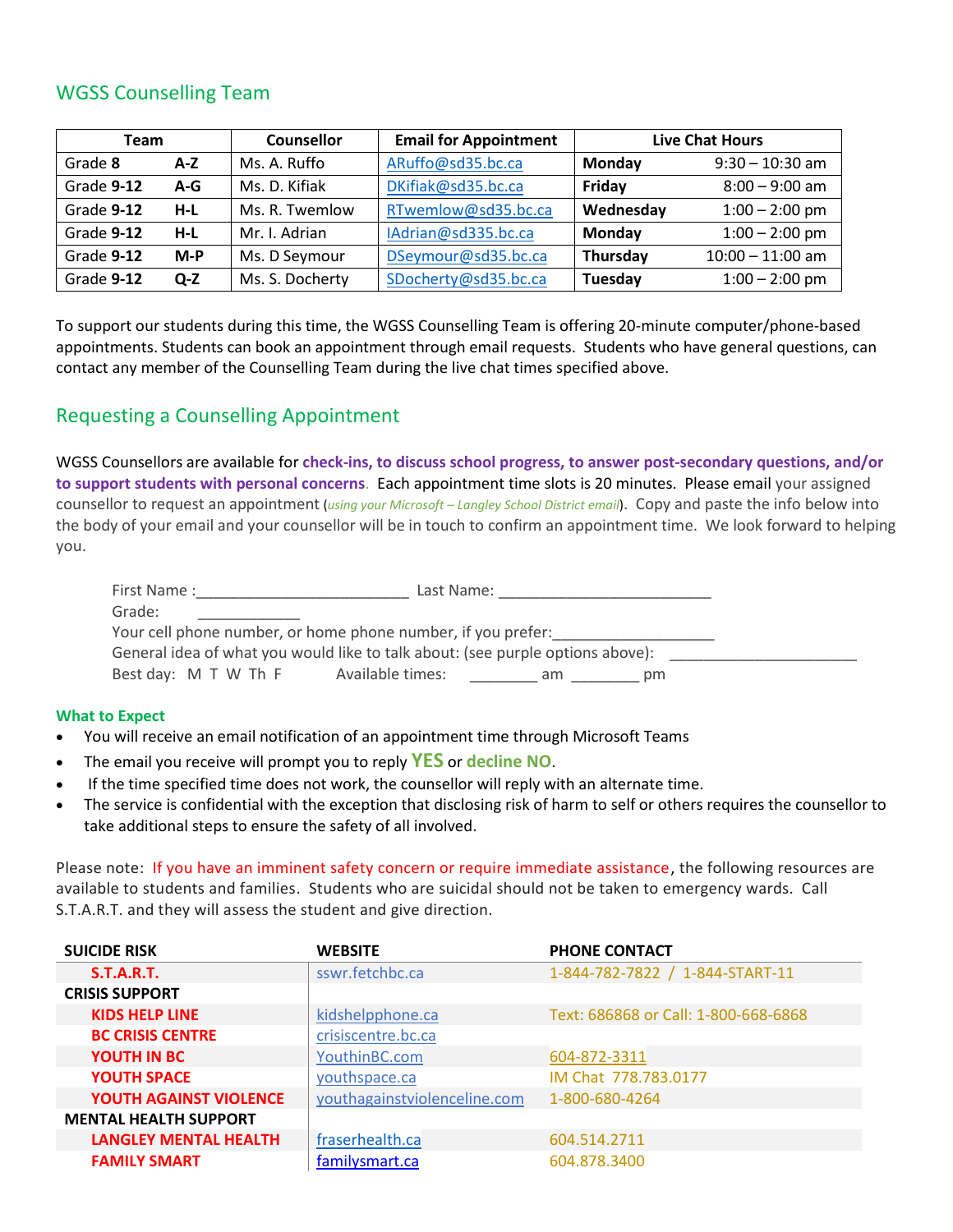## WGSS Counselling Team

| Team | | Counsellor | Email for Appointment | Live Chat Hours | |
|---|---|---|---|---|---|
| Grade **8** | **A-Z** | Ms. A. Ruffo | ARuffo@sd35.bc.ca | **Monday** | 9:30 – 10:30 am |
| Grade **9-12** | **A-G** | Ms. D. Kifiak | DKifiak@sd35.bc.ca | **Friday** | 8:00 – 9:00 am |
| Grade **9-12** | **H-L** | Ms. R. Twemlow | RTwemlow@sd35.bc.ca | **Wednesday** | 1:00 – 2:00 pm |
| Grade **9-12** | **H-L** | Mr. I. Adrian | IAdrian@sd335.bc.ca | **Monday** | 1:00 – 2:00 pm |
| Grade **9-12** | **M-P** | Ms. D Seymour | DSeymour@sd35.bc.ca | **Thursday** | 10:00 – 11:00 am |
| Grade **9-12** | **Q-Z** | Ms. S. Docherty | SDocherty@sd35.bc.ca | **Tuesday** | 1:00 – 2:00 pm |

To support our students during this time, the WGSS Counselling Team is offering 20-minute computer/phone-based appointments. Students can book an appointment through email requests. Students who have general questions, can contact any member of the Counselling Team during the live chat times specified above.

## Requesting a Counselling Appointment

WGSS Counsellors are available for **check-ins, to discuss school progress, to answer post-secondary questions, and/or to support students with personal concerns**. Each appointment time slots is 20 minutes. Please email your assigned counsellor to request an appointment (*using your Microsoft – Langley School District email*). Copy and paste the info below into the body of your email and your counsellor will be in touch to confirm an appointment time. We look forward to helping you.

First Name :_________________________ Last Name: _________________________
Grade: ____________
Your cell phone number, or home phone number, if you prefer:___________________
General idea of what you would like to talk about: (see purple options above): ______________________
Best day: M T W Th F Available times: ________ am ________ pm

**What to Expect**

- You will receive an email notification of an appointment time through Microsoft Teams
- The email you receive will prompt you to reply **YES** or **decline NO**.
- If the time specified time does not work, the counsellor will reply with an alternate time.
- The service is confidential with the exception that disclosing risk of harm to self or others requires the counsellor to take additional steps to ensure the safety of all involved.

Please note: If you have an imminent safety concern or require immediate assistance, the following resources are available to students and families. Students who are suicidal should not be taken to emergency wards. Call S.T.A.R.T. and they will assess the student and give direction.

| SUICIDE RISK | WEBSITE | PHONE CONTACT |
|---|---|---|
| **S.T.A.R.T.** | sswr.fetchbc.ca | 1-844-782-7822 / 1-844-START-11 |
| **CRISIS SUPPORT** | | |
| **KIDS HELP LINE** | kidshelpphone.ca | Text: 686868 or Call: 1-800-668-6868 |
| **BC CRISIS CENTRE** | crisiscentre.bc.ca | |
| **YOUTH IN BC** | YouthinBC.com | 604-872-3311 |
| **YOUTH SPACE** | youthspace.ca | IM Chat 778.783.0177 |
| **YOUTH AGAINST VIOLENCE** | youthagainstviolenceline.com | 1-800-680-4264 |
| **MENTAL HEALTH SUPPORT** | | |
| **LANGLEY MENTAL HEALTH** | fraserhealth.ca | 604.514.2711 |
| **FAMILY SMART** | familysmart.ca | 604.878.3400 |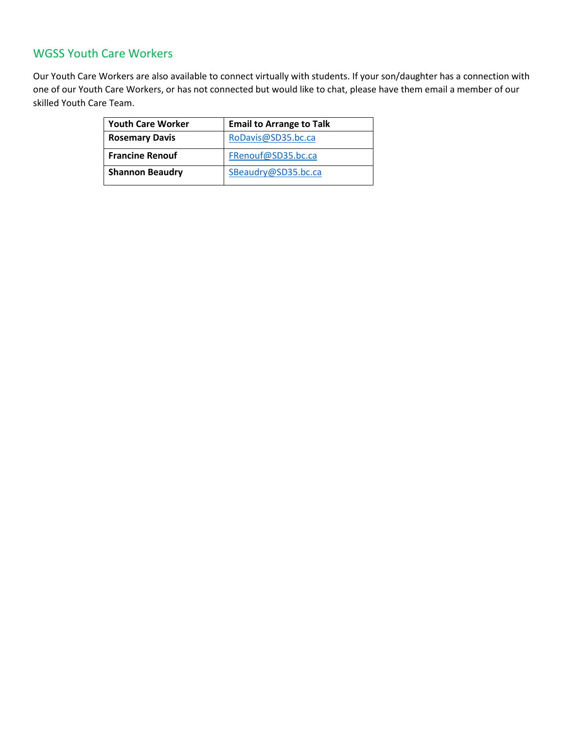## WGSS Youth Care Workers

Our Youth Care Workers are also available to connect virtually with students. If your son/daughter has a connection with one of our Youth Care Workers, or has not connected but would like to chat, please have them email a member of our skilled Youth Care Team.

| Youth Care Worker | Email to Arrange to Talk |
|---|---|
| **Rosemary Davis** | RoDavis@SD35.bc.ca |
| **Francine Renouf** | FRenouf@SD35.bc.ca |
| **Shannon Beaudry** | SBeaudry@SD35.bc.ca |